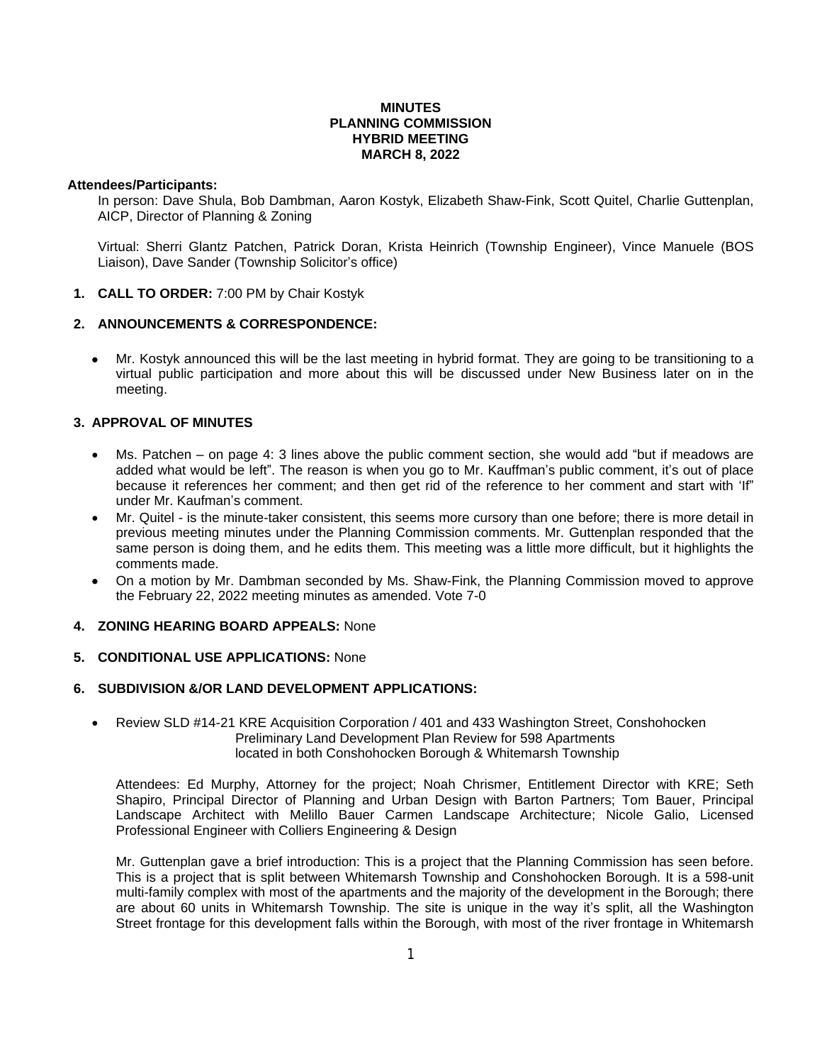**MINUTES**
**PLANNING COMMISSION**
**HYBRID MEETING**
**MARCH 8, 2022**

**Attendees/Participants:**

In person: Dave Shula, Bob Dambman, Aaron Kostyk, Elizabeth Shaw-Fink, Scott Quitel, Charlie Guttenplan, AICP, Director of Planning & Zoning

Virtual: Sherri Glantz Patchen, Patrick Doran, Krista Heinrich (Township Engineer), Vince Manuele (BOS Liaison), Dave Sander (Township Solicitor's office)

1. **CALL TO ORDER:** 7:00 PM by Chair Kostyk

2. **ANNOUNCEMENTS & CORRESPONDENCE:**

   - Mr. Kostyk announced this will be the last meeting in hybrid format. They are going to be transitioning to a virtual public participation and more about this will be discussed under New Business later on in the meeting.

3. **APPROVAL OF MINUTES**

   - Ms. Patchen – on page 4: 3 lines above the public comment section, she would add "but if meadows are added what would be left". The reason is when you go to Mr. Kauffman's public comment, it's out of place because it references her comment; and then get rid of the reference to her comment and start with 'If" under Mr. Kaufman's comment.
   - Mr. Quitel - is the minute-taker consistent, this seems more cursory than one before; there is more detail in previous meeting minutes under the Planning Commission comments. Mr. Guttenplan responded that the same person is doing them, and he edits them. This meeting was a little more difficult, but it highlights the comments made.
   - On a motion by Mr. Dambman seconded by Ms. Shaw-Fink, the Planning Commission moved to approve the February 22, 2022 meeting minutes as amended. Vote 7-0

4. **ZONING HEARING BOARD APPEALS:** None

5. **CONDITIONAL USE APPLICATIONS:** None

6. **SUBDIVISION &/OR LAND DEVELOPMENT APPLICATIONS:**

   - Review SLD #14-21 KRE Acquisition Corporation / 401 and 433 Washington Street, Conshohocken
     Preliminary Land Development Plan Review for 598 Apartments
     located in both Conshohocken Borough & Whitemarsh Township

   Attendees: Ed Murphy, Attorney for the project; Noah Chrismer, Entitlement Director with KRE; Seth Shapiro, Principal Director of Planning and Urban Design with Barton Partners; Tom Bauer, Principal Landscape Architect with Melillo Bauer Carmen Landscape Architecture; Nicole Galio, Licensed Professional Engineer with Colliers Engineering & Design

   Mr. Guttenplan gave a brief introduction: This is a project that the Planning Commission has seen before. This is a project that is split between Whitemarsh Township and Conshohocken Borough. It is a 598-unit multi-family complex with most of the apartments and the majority of the development in the Borough; there are about 60 units in Whitemarsh Township. The site is unique in the way it's split, all the Washington Street frontage for this development falls within the Borough, with most of the river frontage in Whitemarsh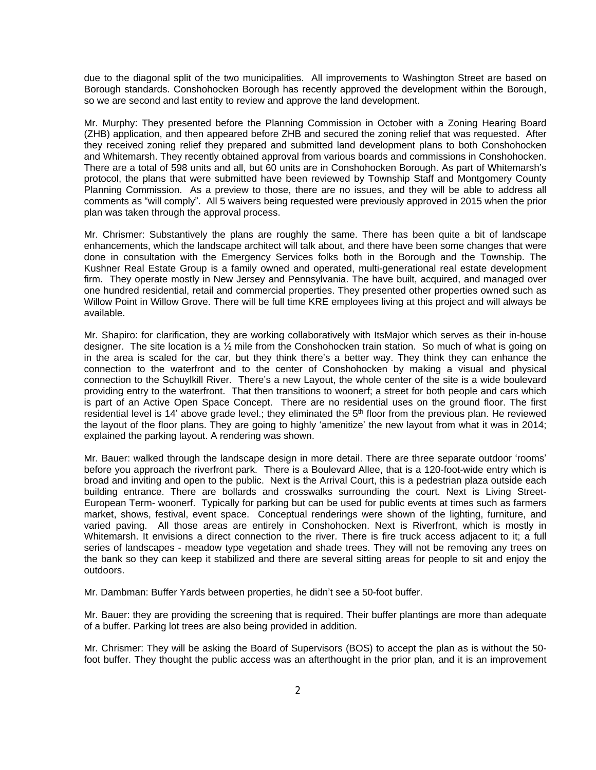due to the diagonal split of the two municipalities. All improvements to Washington Street are based on Borough standards. Conshohocken Borough has recently approved the development within the Borough, so we are second and last entity to review and approve the land development.

Mr. Murphy: They presented before the Planning Commission in October with a Zoning Hearing Board (ZHB) application, and then appeared before ZHB and secured the zoning relief that was requested. After they received zoning relief they prepared and submitted land development plans to both Conshohocken and Whitemarsh. They recently obtained approval from various boards and commissions in Conshohocken. There are a total of 598 units and all, but 60 units are in Conshohocken Borough. As part of Whitemarsh's protocol, the plans that were submitted have been reviewed by Township Staff and Montgomery County Planning Commission. As a preview to those, there are no issues, and they will be able to address all comments as "will comply". All 5 waivers being requested were previously approved in 2015 when the prior plan was taken through the approval process.

Mr. Chrismer: Substantively the plans are roughly the same. There has been quite a bit of landscape enhancements, which the landscape architect will talk about, and there have been some changes that were done in consultation with the Emergency Services folks both in the Borough and the Township. The Kushner Real Estate Group is a family owned and operated, multi-generational real estate development firm. They operate mostly in New Jersey and Pennsylvania. The have built, acquired, and managed over one hundred residential, retail and commercial properties. They presented other properties owned such as Willow Point in Willow Grove. There will be full time KRE employees living at this project and will always be available.

Mr. Shapiro: for clarification, they are working collaboratively with ItsMajor which serves as their in-house designer. The site location is a ½ mile from the Conshohocken train station. So much of what is going on in the area is scaled for the car, but they think there's a better way. They think they can enhance the connection to the waterfront and to the center of Conshohocken by making a visual and physical connection to the Schuylkill River. There's a new Layout, the whole center of the site is a wide boulevard providing entry to the waterfront. That then transitions to woonerf; a street for both people and cars which is part of an Active Open Space Concept. There are no residential uses on the ground floor. The first residential level is 14' above grade level.; they eliminated the 5th floor from the previous plan. He reviewed the layout of the floor plans. They are going to highly 'amenitize' the new layout from what it was in 2014; explained the parking layout. A rendering was shown.

Mr. Bauer: walked through the landscape design in more detail. There are three separate outdoor 'rooms' before you approach the riverfront park. There is a Boulevard Allee, that is a 120-foot-wide entry which is broad and inviting and open to the public. Next is the Arrival Court, this is a pedestrian plaza outside each building entrance. There are bollards and crosswalks surrounding the court. Next is Living Street- European Term- woonerf. Typically for parking but can be used for public events at times such as farmers market, shows, festival, event space. Conceptual renderings were shown of the lighting, furniture, and varied paving. All those areas are entirely in Conshohocken. Next is Riverfront, which is mostly in Whitemarsh. It envisions a direct connection to the river. There is fire truck access adjacent to it; a full series of landscapes - meadow type vegetation and shade trees. They will not be removing any trees on the bank so they can keep it stabilized and there are several sitting areas for people to sit and enjoy the outdoors.

Mr. Dambman: Buffer Yards between properties, he didn't see a 50-foot buffer.

Mr. Bauer: they are providing the screening that is required. Their buffer plantings are more than adequate of a buffer. Parking lot trees are also being provided in addition.

Mr. Chrismer: They will be asking the Board of Supervisors (BOS) to accept the plan as is without the 50-foot buffer. They thought the public access was an afterthought in the prior plan, and it is an improvement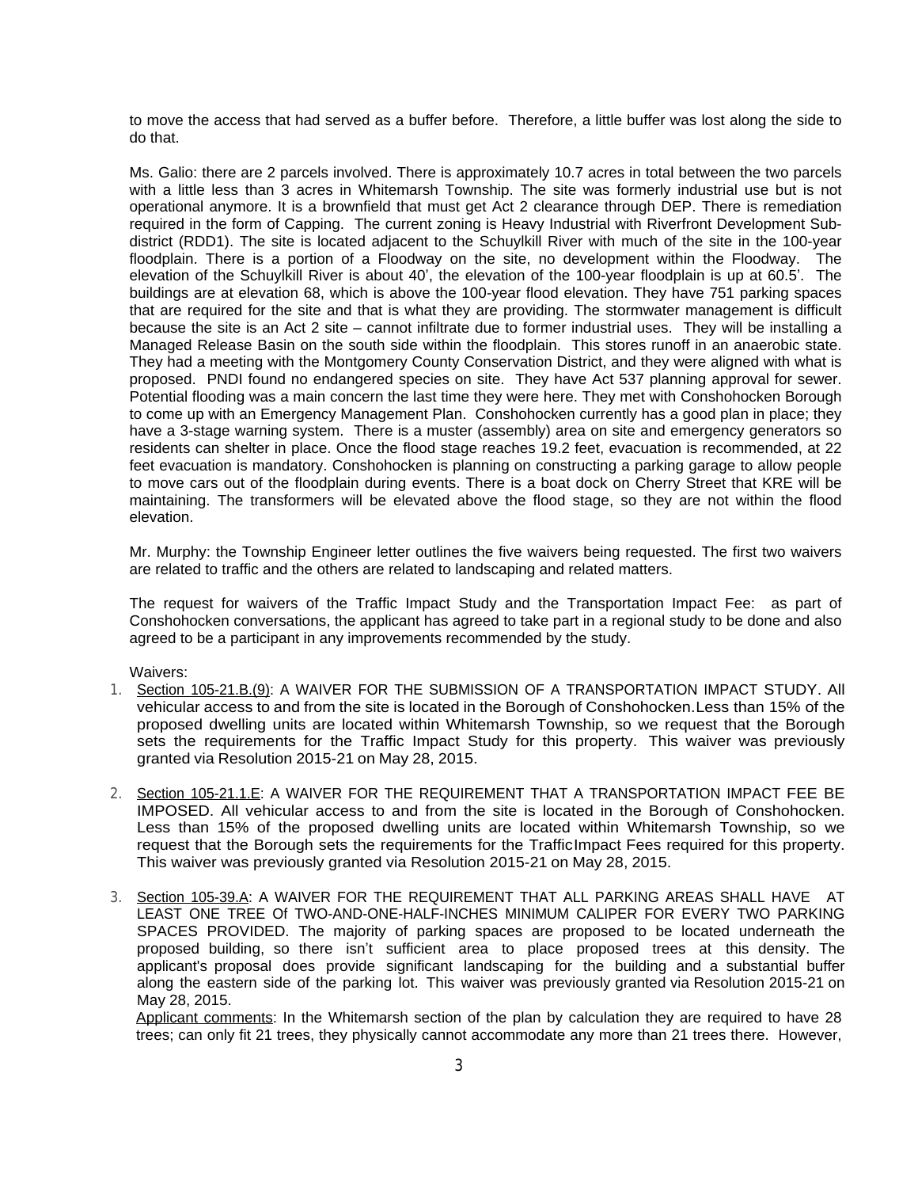to move the access that had served as a buffer before. Therefore, a little buffer was lost along the side to do that.

Ms. Galio: there are 2 parcels involved. There is approximately 10.7 acres in total between the two parcels with a little less than 3 acres in Whitemarsh Township. The site was formerly industrial use but is not operational anymore. It is a brownfield that must get Act 2 clearance through DEP. There is remediation required in the form of Capping. The current zoning is Heavy Industrial with Riverfront Development Sub-district (RDD1). The site is located adjacent to the Schuylkill River with much of the site in the 100-year floodplain. There is a portion of a Floodway on the site, no development within the Floodway. The elevation of the Schuylkill River is about 40', the elevation of the 100-year floodplain is up at 60.5'. The buildings are at elevation 68, which is above the 100-year flood elevation. They have 751 parking spaces that are required for the site and that is what they are providing. The stormwater management is difficult because the site is an Act 2 site – cannot infiltrate due to former industrial uses. They will be installing a Managed Release Basin on the south side within the floodplain. This stores runoff in an anaerobic state. They had a meeting with the Montgomery County Conservation District, and they were aligned with what is proposed. PNDI found no endangered species on site. They have Act 537 planning approval for sewer. Potential flooding was a main concern the last time they were here. They met with Conshohocken Borough to come up with an Emergency Management Plan. Conshohocken currently has a good plan in place; they have a 3-stage warning system. There is a muster (assembly) area on site and emergency generators so residents can shelter in place. Once the flood stage reaches 19.2 feet, evacuation is recommended, at 22 feet evacuation is mandatory. Conshohocken is planning on constructing a parking garage to allow people to move cars out of the floodplain during events. There is a boat dock on Cherry Street that KRE will be maintaining. The transformers will be elevated above the flood stage, so they are not within the flood elevation.

Mr. Murphy: the Township Engineer letter outlines the five waivers being requested. The first two waivers are related to traffic and the others are related to landscaping and related matters.

The request for waivers of the Traffic Impact Study and the Transportation Impact Fee: as part of Conshohocken conversations, the applicant has agreed to take part in a regional study to be done and also agreed to be a participant in any improvements recommended by the study.

Waivers:

1. Section 105-21.B.(9): A WAIVER FOR THE SUBMISSION OF A TRANSPORTATION IMPACT STUDY. All vehicular access to and from the site is located in the Borough of Conshohocken. Less than 15% of the proposed dwelling units are located within Whitemarsh Township, so we request that the Borough sets the requirements for the Traffic Impact Study for this property. This waiver was previously granted via Resolution 2015-21 on May 28, 2015.

2. Section 105-21.1.E: A WAIVER FOR THE REQUIREMENT THAT A TRANSPORTATION IMPACT FEE BE IMPOSED. All vehicular access to and from the site is located in the Borough of Conshohocken. Less than 15% of the proposed dwelling units are located within Whitemarsh Township, so we request that the Borough sets the requirements for the Traffic Impact Fees required for this property. This waiver was previously granted via Resolution 2015-21 on May 28, 2015.

3. Section 105-39.A: A WAIVER FOR THE REQUIREMENT THAT ALL PARKING AREAS SHALL HAVE AT LEAST ONE TREE Of TWO-AND-ONE-HALF-INCHES MINIMUM CALIPER FOR EVERY TWO PARKING SPACES PROVIDED. The majority of parking spaces are proposed to be located underneath the proposed building, so there isn't sufficient area to place proposed trees at this density. The applicant's proposal does provide significant landscaping for the building and a substantial buffer along the eastern side of the parking lot. This waiver was previously granted via Resolution 2015-21 on May 28, 2015.

   Applicant comments: In the Whitemarsh section of the plan by calculation they are required to have 28 trees; can only fit 21 trees, they physically cannot accommodate any more than 21 trees there. However,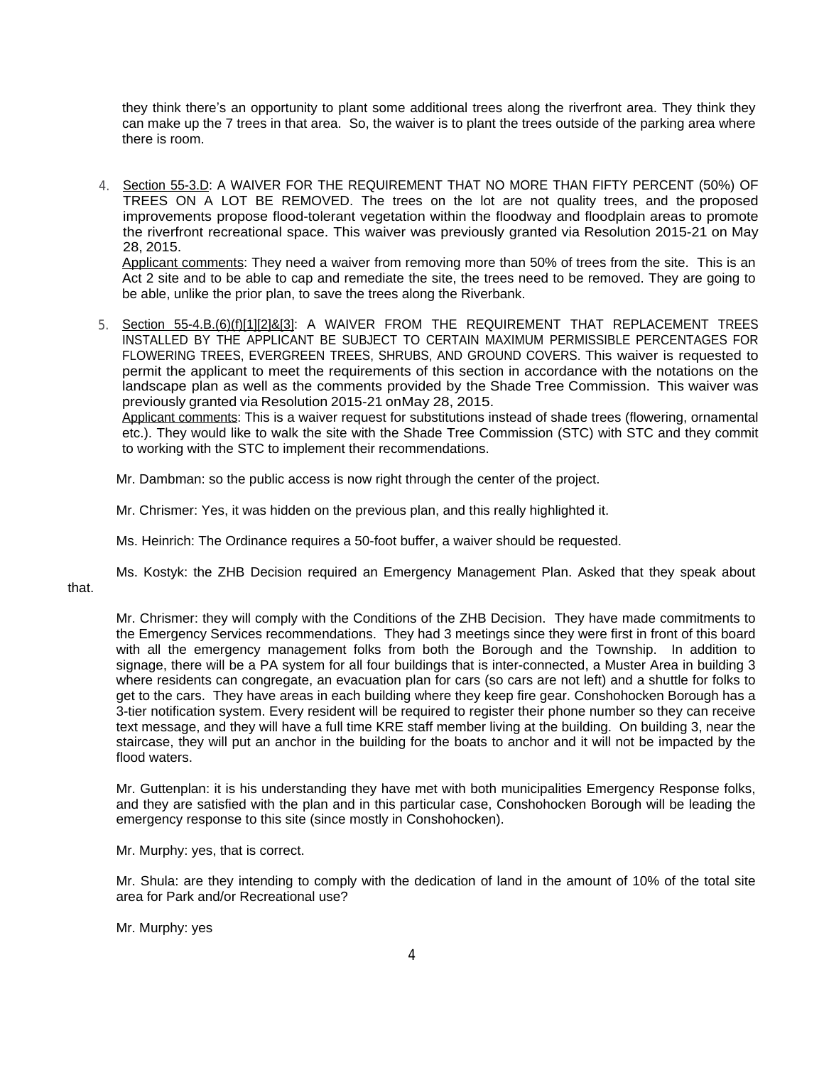they think there's an opportunity to plant some additional trees along the riverfront area. They think they can make up the 7 trees in that area. So, the waiver is to plant the trees outside of the parking area where there is room.

4. Section 55-3.D: A WAIVER FOR THE REQUIREMENT THAT NO MORE THAN FIFTY PERCENT (50%) OF TREES ON A LOT BE REMOVED. The trees on the lot are not quality trees, and the proposed improvements propose flood-tolerant vegetation within the floodway and floodplain areas to promote the riverfront recreational space. This waiver was previously granted via Resolution 2015-21 on May 28, 2015.
   Applicant comments: They need a waiver from removing more than 50% of trees from the site. This is an Act 2 site and to be able to cap and remediate the site, the trees need to be removed. They are going to be able, unlike the prior plan, to save the trees along the Riverbank.

5. Section 55-4.B.(6)(f)[1][2]&[3]: A WAIVER FROM THE REQUIREMENT THAT REPLACEMENT TREES INSTALLED BY THE APPLICANT BE SUBJECT TO CERTAIN MAXIMUM PERMISSIBLE PERCENTAGES FOR FLOWERING TREES, EVERGREEN TREES, SHRUBS, AND GROUND COVERS. This waiver is requested to permit the applicant to meet the requirements of this section in accordance with the notations on the landscape plan as well as the comments provided by the Shade Tree Commission. This waiver was previously granted via Resolution 2015-21 onMay 28, 2015.
   Applicant comments: This is a waiver request for substitutions instead of shade trees (flowering, ornamental etc.). They would like to walk the site with the Shade Tree Commission (STC) with STC and they commit to working with the STC to implement their recommendations.

Mr. Dambman: so the public access is now right through the center of the project.

Mr. Chrismer: Yes, it was hidden on the previous plan, and this really highlighted it.

Ms. Heinrich: The Ordinance requires a 50-foot buffer, a waiver should be requested.

Ms. Kostyk: the ZHB Decision required an Emergency Management Plan. Asked that they speak about that.

Mr. Chrismer: they will comply with the Conditions of the ZHB Decision. They have made commitments to the Emergency Services recommendations. They had 3 meetings since they were first in front of this board with all the emergency management folks from both the Borough and the Township. In addition to signage, there will be a PA system for all four buildings that is inter-connected, a Muster Area in building 3 where residents can congregate, an evacuation plan for cars (so cars are not left) and a shuttle for folks to get to the cars. They have areas in each building where they keep fire gear. Conshohocken Borough has a 3-tier notification system. Every resident will be required to register their phone number so they can receive text message, and they will have a full time KRE staff member living at the building. On building 3, near the staircase, they will put an anchor in the building for the boats to anchor and it will not be impacted by the flood waters.

Mr. Guttenplan: it is his understanding they have met with both municipalities Emergency Response folks, and they are satisfied with the plan and in this particular case, Conshohocken Borough will be leading the emergency response to this site (since mostly in Conshohocken).

Mr. Murphy: yes, that is correct.

Mr. Shula: are they intending to comply with the dedication of land in the amount of 10% of the total site area for Park and/or Recreational use?

Mr. Murphy: yes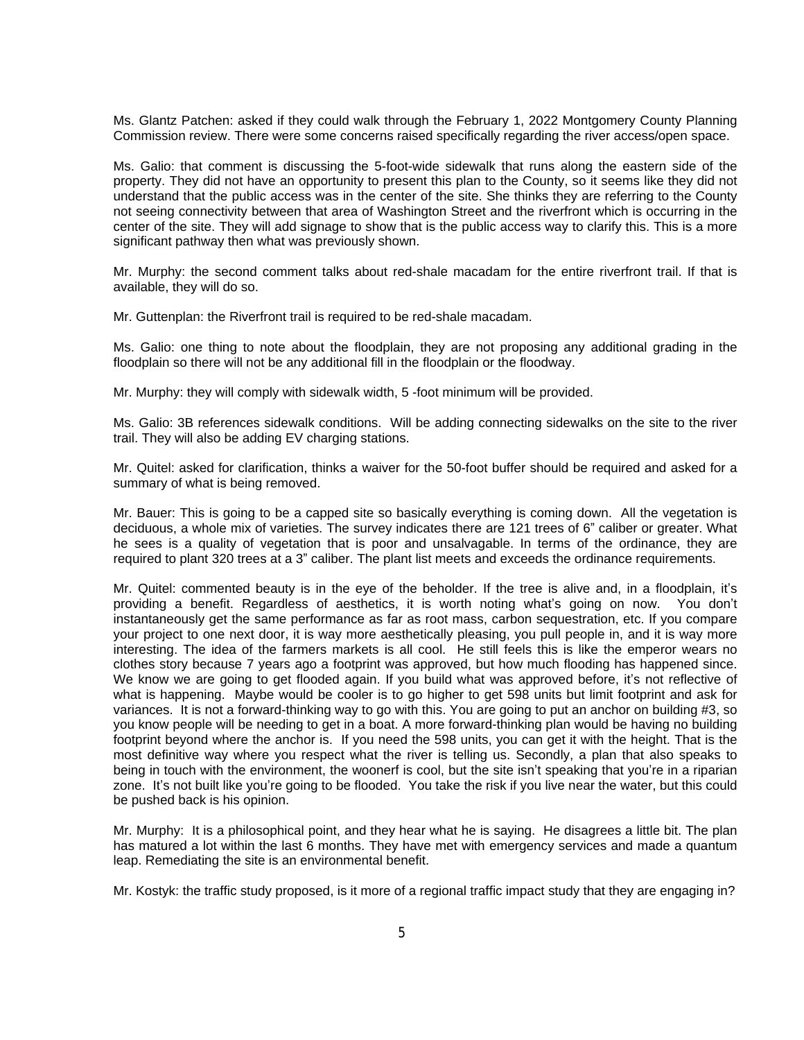Ms. Glantz Patchen: asked if they could walk through the February 1, 2022 Montgomery County Planning Commission review. There were some concerns raised specifically regarding the river access/open space.

Ms. Galio: that comment is discussing the 5-foot-wide sidewalk that runs along the eastern side of the property. They did not have an opportunity to present this plan to the County, so it seems like they did not understand that the public access was in the center of the site. She thinks they are referring to the County not seeing connectivity between that area of Washington Street and the riverfront which is occurring in the center of the site. They will add signage to show that is the public access way to clarify this. This is a more significant pathway then what was previously shown.

Mr. Murphy: the second comment talks about red-shale macadam for the entire riverfront trail. If that is available, they will do so.

Mr. Guttenplan: the Riverfront trail is required to be red-shale macadam.

Ms. Galio: one thing to note about the floodplain, they are not proposing any additional grading in the floodplain so there will not be any additional fill in the floodplain or the floodway.

Mr. Murphy: they will comply with sidewalk width, 5 -foot minimum will be provided.

Ms. Galio: 3B references sidewalk conditions. Will be adding connecting sidewalks on the site to the river trail. They will also be adding EV charging stations.

Mr. Quitel: asked for clarification, thinks a waiver for the 50-foot buffer should be required and asked for a summary of what is being removed.

Mr. Bauer: This is going to be a capped site so basically everything is coming down. All the vegetation is deciduous, a whole mix of varieties. The survey indicates there are 121 trees of 6" caliber or greater. What he sees is a quality of vegetation that is poor and unsalvagable. In terms of the ordinance, they are required to plant 320 trees at a 3" caliber. The plant list meets and exceeds the ordinance requirements.

Mr. Quitel: commented beauty is in the eye of the beholder. If the tree is alive and, in a floodplain, it's providing a benefit. Regardless of aesthetics, it is worth noting what's going on now. You don't instantaneously get the same performance as far as root mass, carbon sequestration, etc. If you compare your project to one next door, it is way more aesthetically pleasing, you pull people in, and it is way more interesting. The idea of the farmers markets is all cool. He still feels this is like the emperor wears no clothes story because 7 years ago a footprint was approved, but how much flooding has happened since. We know we are going to get flooded again. If you build what was approved before, it's not reflective of what is happening. Maybe would be cooler is to go higher to get 598 units but limit footprint and ask for variances. It is not a forward-thinking way to go with this. You are going to put an anchor on building #3, so you know people will be needing to get in a boat. A more forward-thinking plan would be having no building footprint beyond where the anchor is. If you need the 598 units, you can get it with the height. That is the most definitive way where you respect what the river is telling us. Secondly, a plan that also speaks to being in touch with the environment, the woonerf is cool, but the site isn't speaking that you're in a riparian zone. It's not built like you're going to be flooded. You take the risk if you live near the water, but this could be pushed back is his opinion.

Mr. Murphy: It is a philosophical point, and they hear what he is saying. He disagrees a little bit. The plan has matured a lot within the last 6 months. They have met with emergency services and made a quantum leap. Remediating the site is an environmental benefit.

Mr. Kostyk: the traffic study proposed, is it more of a regional traffic impact study that they are engaging in?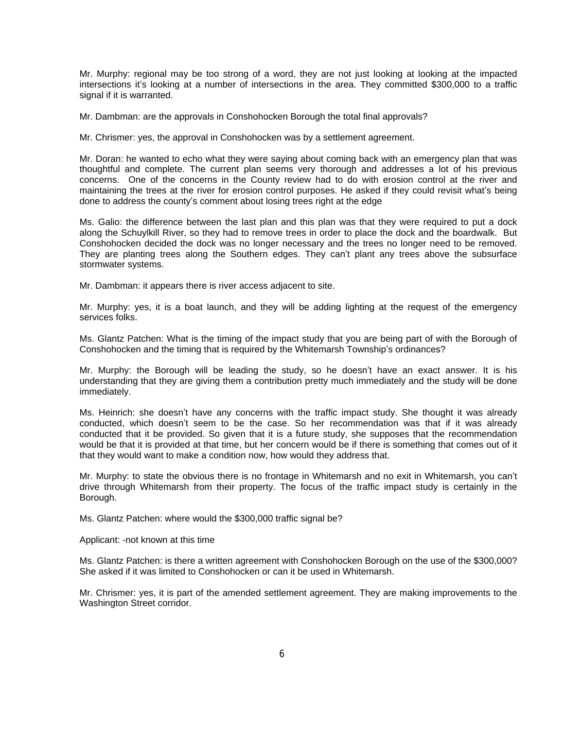Mr. Murphy: regional may be too strong of a word, they are not just looking at looking at the impacted intersections it's looking at a number of intersections in the area. They committed $300,000 to a traffic signal if it is warranted.

Mr. Dambman: are the approvals in Conshohocken Borough the total final approvals?

Mr. Chrismer: yes, the approval in Conshohocken was by a settlement agreement.

Mr. Doran: he wanted to echo what they were saying about coming back with an emergency plan that was thoughtful and complete. The current plan seems very thorough and addresses a lot of his previous concerns. One of the concerns in the County review had to do with erosion control at the river and maintaining the trees at the river for erosion control purposes. He asked if they could revisit what's being done to address the county's comment about losing trees right at the edge

Ms. Galio: the difference between the last plan and this plan was that they were required to put a dock along the Schuylkill River, so they had to remove trees in order to place the dock and the boardwalk. But Conshohocken decided the dock was no longer necessary and the trees no longer need to be removed. They are planting trees along the Southern edges. They can't plant any trees above the subsurface stormwater systems.

Mr. Dambman: it appears there is river access adjacent to site.

Mr. Murphy: yes, it is a boat launch, and they will be adding lighting at the request of the emergency services folks.

Ms. Glantz Patchen: What is the timing of the impact study that you are being part of with the Borough of Conshohocken and the timing that is required by the Whitemarsh Township's ordinances?

Mr. Murphy: the Borough will be leading the study, so he doesn't have an exact answer. It is his understanding that they are giving them a contribution pretty much immediately and the study will be done immediately.

Ms. Heinrich: she doesn't have any concerns with the traffic impact study. She thought it was already conducted, which doesn't seem to be the case. So her recommendation was that if it was already conducted that it be provided. So given that it is a future study, she supposes that the recommendation would be that it is provided at that time, but her concern would be if there is something that comes out of it that they would want to make a condition now, how would they address that.

Mr. Murphy: to state the obvious there is no frontage in Whitemarsh and no exit in Whitemarsh, you can't drive through Whitemarsh from their property. The focus of the traffic impact study is certainly in the Borough.

Ms. Glantz Patchen: where would the $300,000 traffic signal be?

Applicant: -not known at this time

Ms. Glantz Patchen: is there a written agreement with Conshohocken Borough on the use of the $300,000? She asked if it was limited to Conshohocken or can it be used in Whitemarsh.

Mr. Chrismer: yes, it is part of the amended settlement agreement. They are making improvements to the Washington Street corridor.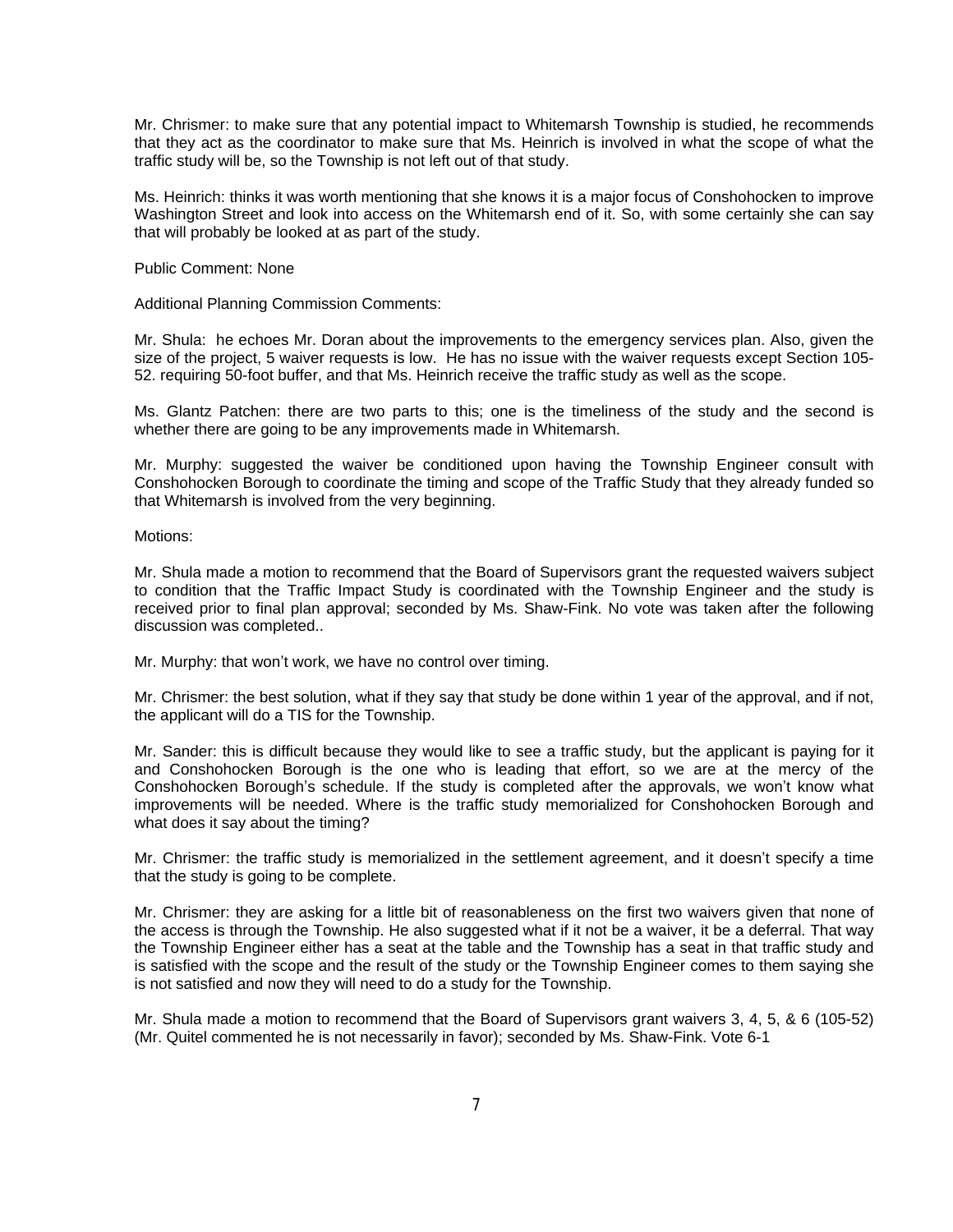Mr. Chrismer: to make sure that any potential impact to Whitemarsh Township is studied, he recommends that they act as the coordinator to make sure that Ms. Heinrich is involved in what the scope of what the traffic study will be, so the Township is not left out of that study.

Ms. Heinrich: thinks it was worth mentioning that she knows it is a major focus of Conshohocken to improve Washington Street and look into access on the Whitemarsh end of it. So, with some certainly she can say that will probably be looked at as part of the study.

Public Comment: None

Additional Planning Commission Comments:

Mr. Shula: he echoes Mr. Doran about the improvements to the emergency services plan. Also, given the size of the project, 5 waiver requests is low. He has no issue with the waiver requests except Section 105-52. requiring 50-foot buffer, and that Ms. Heinrich receive the traffic study as well as the scope.

Ms. Glantz Patchen: there are two parts to this; one is the timeliness of the study and the second is whether there are going to be any improvements made in Whitemarsh.

Mr. Murphy: suggested the waiver be conditioned upon having the Township Engineer consult with Conshohocken Borough to coordinate the timing and scope of the Traffic Study that they already funded so that Whitemarsh is involved from the very beginning.

Motions:

Mr. Shula made a motion to recommend that the Board of Supervisors grant the requested waivers subject to condition that the Traffic Impact Study is coordinated with the Township Engineer and the study is received prior to final plan approval; seconded by Ms. Shaw-Fink. No vote was taken after the following discussion was completed..

Mr. Murphy: that won't work, we have no control over timing.

Mr. Chrismer: the best solution, what if they say that study be done within 1 year of the approval, and if not, the applicant will do a TIS for the Township.

Mr. Sander: this is difficult because they would like to see a traffic study, but the applicant is paying for it and Conshohocken Borough is the one who is leading that effort, so we are at the mercy of the Conshohocken Borough's schedule. If the study is completed after the approvals, we won't know what improvements will be needed. Where is the traffic study memorialized for Conshohocken Borough and what does it say about the timing?

Mr. Chrismer: the traffic study is memorialized in the settlement agreement, and it doesn't specify a time that the study is going to be complete.

Mr. Chrismer: they are asking for a little bit of reasonableness on the first two waivers given that none of the access is through the Township. He also suggested what if it not be a waiver, it be a deferral. That way the Township Engineer either has a seat at the table and the Township has a seat in that traffic study and is satisfied with the scope and the result of the study or the Township Engineer comes to them saying she is not satisfied and now they will need to do a study for the Township.

Mr. Shula made a motion to recommend that the Board of Supervisors grant waivers 3, 4, 5, & 6 (105-52) (Mr. Quitel commented he is not necessarily in favor); seconded by Ms. Shaw-Fink. Vote 6-1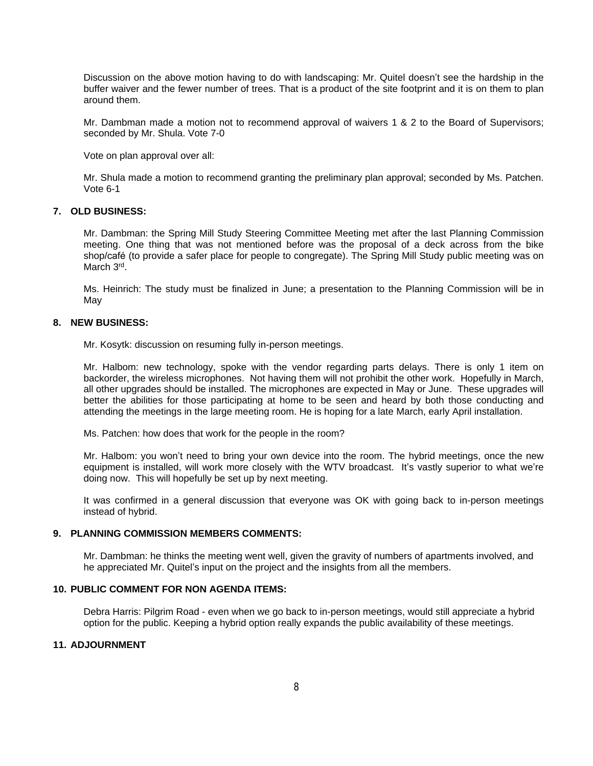Discussion on the above motion having to do with landscaping: Mr. Quitel doesn't see the hardship in the buffer waiver and the fewer number of trees. That is a product of the site footprint and it is on them to plan around them.

Mr. Dambman made a motion not to recommend approval of waivers 1 & 2 to the Board of Supervisors; seconded by Mr. Shula. Vote 7-0

Vote on plan approval over all:

Mr. Shula made a motion to recommend granting the preliminary plan approval; seconded by Ms. Patchen. Vote 6-1

**7. OLD BUSINESS:**

Mr. Dambman: the Spring Mill Study Steering Committee Meeting met after the last Planning Commission meeting. One thing that was not mentioned before was the proposal of a deck across from the bike shop/café (to provide a safer place for people to congregate). The Spring Mill Study public meeting was on March 3rd.

Ms. Heinrich: The study must be finalized in June; a presentation to the Planning Commission will be in May

**8. NEW BUSINESS:**

Mr. Kosytk: discussion on resuming fully in-person meetings.

Mr. Halbom: new technology, spoke with the vendor regarding parts delays. There is only 1 item on backorder, the wireless microphones. Not having them will not prohibit the other work. Hopefully in March, all other upgrades should be installed. The microphones are expected in May or June. These upgrades will better the abilities for those participating at home to be seen and heard by both those conducting and attending the meetings in the large meeting room. He is hoping for a late March, early April installation.

Ms. Patchen: how does that work for the people in the room?

Mr. Halbom: you won't need to bring your own device into the room. The hybrid meetings, once the new equipment is installed, will work more closely with the WTV broadcast. It's vastly superior to what we're doing now. This will hopefully be set up by next meeting.

It was confirmed in a general discussion that everyone was OK with going back to in-person meetings instead of hybrid.

**9. PLANNING COMMISSION MEMBERS COMMENTS:**

Mr. Dambman: he thinks the meeting went well, given the gravity of numbers of apartments involved, and he appreciated Mr. Quitel's input on the project and the insights from all the members.

**10. PUBLIC COMMENT FOR NON AGENDA ITEMS:**

Debra Harris: Pilgrim Road - even when we go back to in-person meetings, would still appreciate a hybrid option for the public. Keeping a hybrid option really expands the public availability of these meetings.

**11. ADJOURNMENT**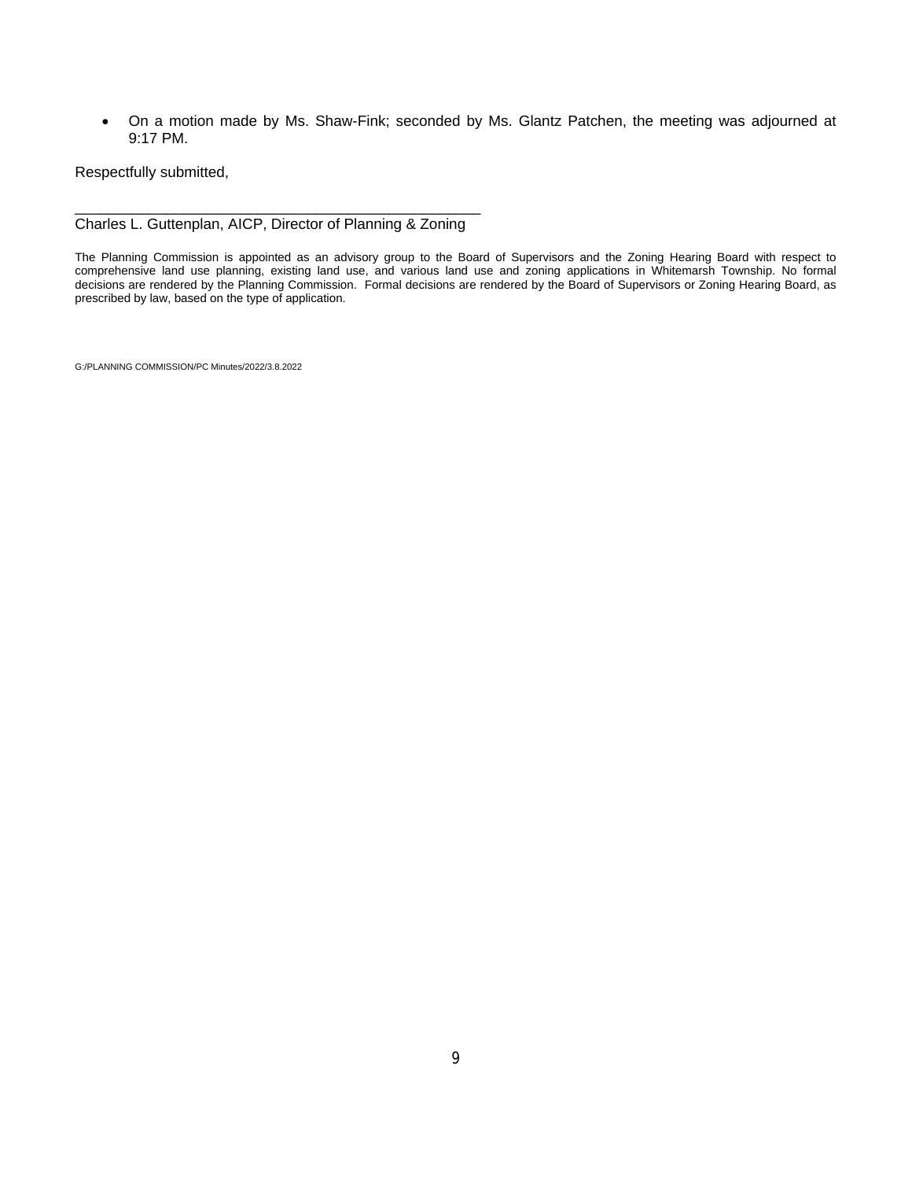- On a motion made by Ms. Shaw-Fink; seconded by Ms. Glantz Patchen, the meeting was adjourned at 9:17 PM.

Respectfully submitted,

\_\_\_\_\_\_\_\_\_\_\_\_\_\_\_\_\_\_\_\_\_\_\_\_\_\_\_\_\_\_\_\_\_\_\_\_\_\_\_\_\_\_\_\_\_\_\_\_
Charles L. Guttenplan, AICP, Director of Planning & Zoning

The Planning Commission is appointed as an advisory group to the Board of Supervisors and the Zoning Hearing Board with respect to comprehensive land use planning, existing land use, and various land use and zoning applications in Whitemarsh Township. No formal decisions are rendered by the Planning Commission. Formal decisions are rendered by the Board of Supervisors or Zoning Hearing Board, as prescribed by law, based on the type of application.

G:/PLANNING COMMISSION/PC Minutes/2022/3.8.2022